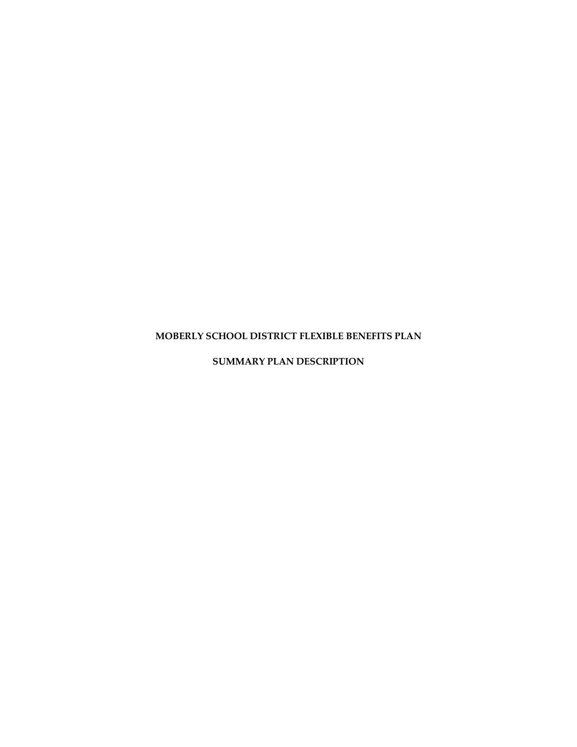# MOBERLY SCHOOL DISTRICT FLEXIBLE BENEFITS PLAN

## SUMMARY PLAN DESCRIPTION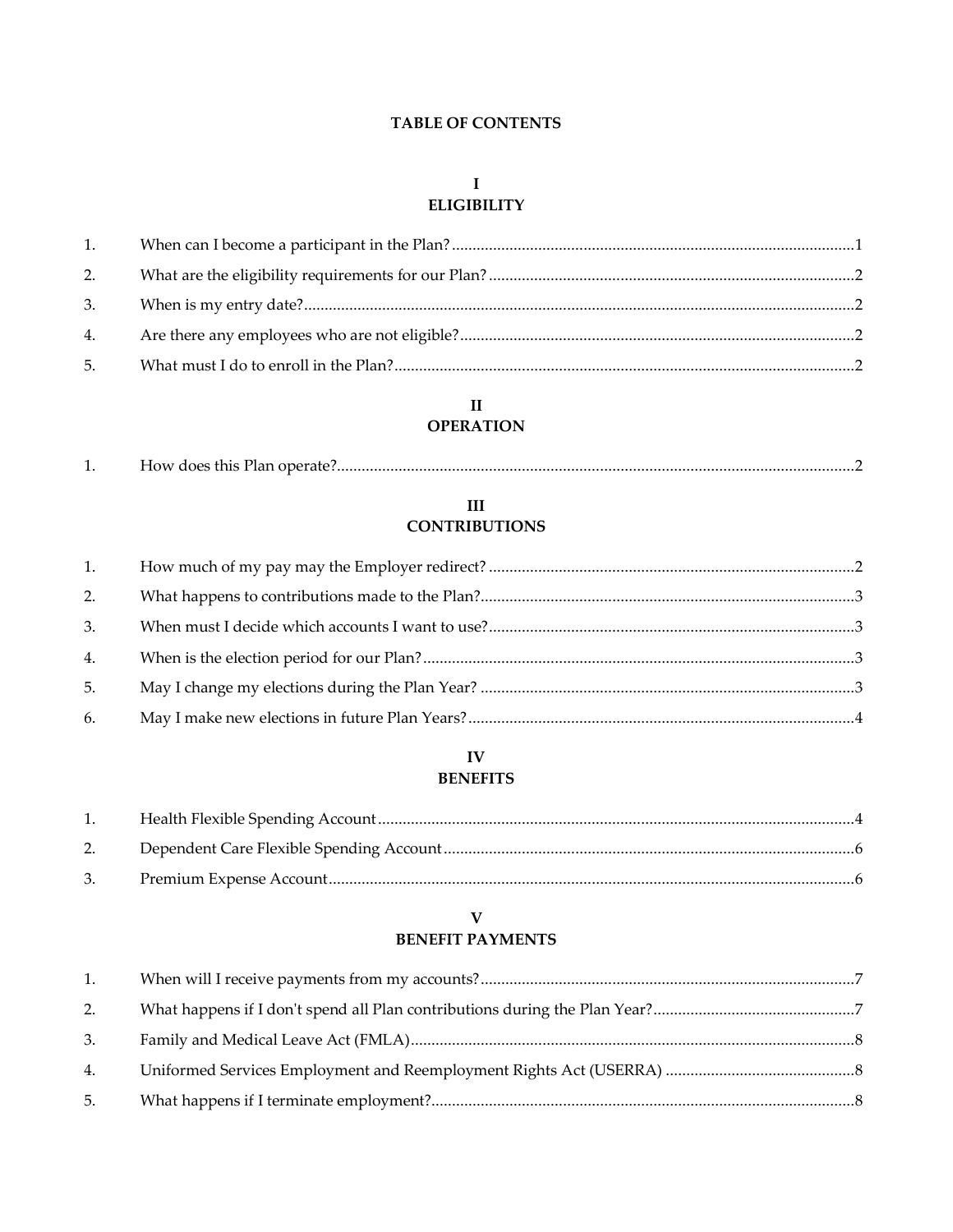# TABLE OF CONTENTS

## I
## ELIGIBILITY

1. When can I become a participant in the Plan? ........ 1
2. What are the eligibility requirements for our Plan? ........ 2
3. When is my entry date? ........ 2
4. Are there any employees who are not eligible? ........ 2
5. What must I do to enroll in the Plan? ........ 2

## II
## OPERATION

1. How does this Plan operate? ........ 2

## III
## CONTRIBUTIONS

1. How much of my pay may the Employer redirect? ........ 2
2. What happens to contributions made to the Plan? ........ 3
3. When must I decide which accounts I want to use? ........ 3
4. When is the election period for our Plan? ........ 3
5. May I change my elections during the Plan Year? ........ 3
6. May I make new elections in future Plan Years? ........ 4

## IV
## BENEFITS

1. Health Flexible Spending Account ........ 4
2. Dependent Care Flexible Spending Account ........ 6
3. Premium Expense Account ........ 6

## V
## BENEFIT PAYMENTS

1. When will I receive payments from my accounts? ........ 7
2. What happens if I don't spend all Plan contributions during the Plan Year? ........ 7
3. Family and Medical Leave Act (FMLA) ........ 8
4. Uniformed Services Employment and Reemployment Rights Act (USERRA) ........ 8
5. What happens if I terminate employment? ........ 8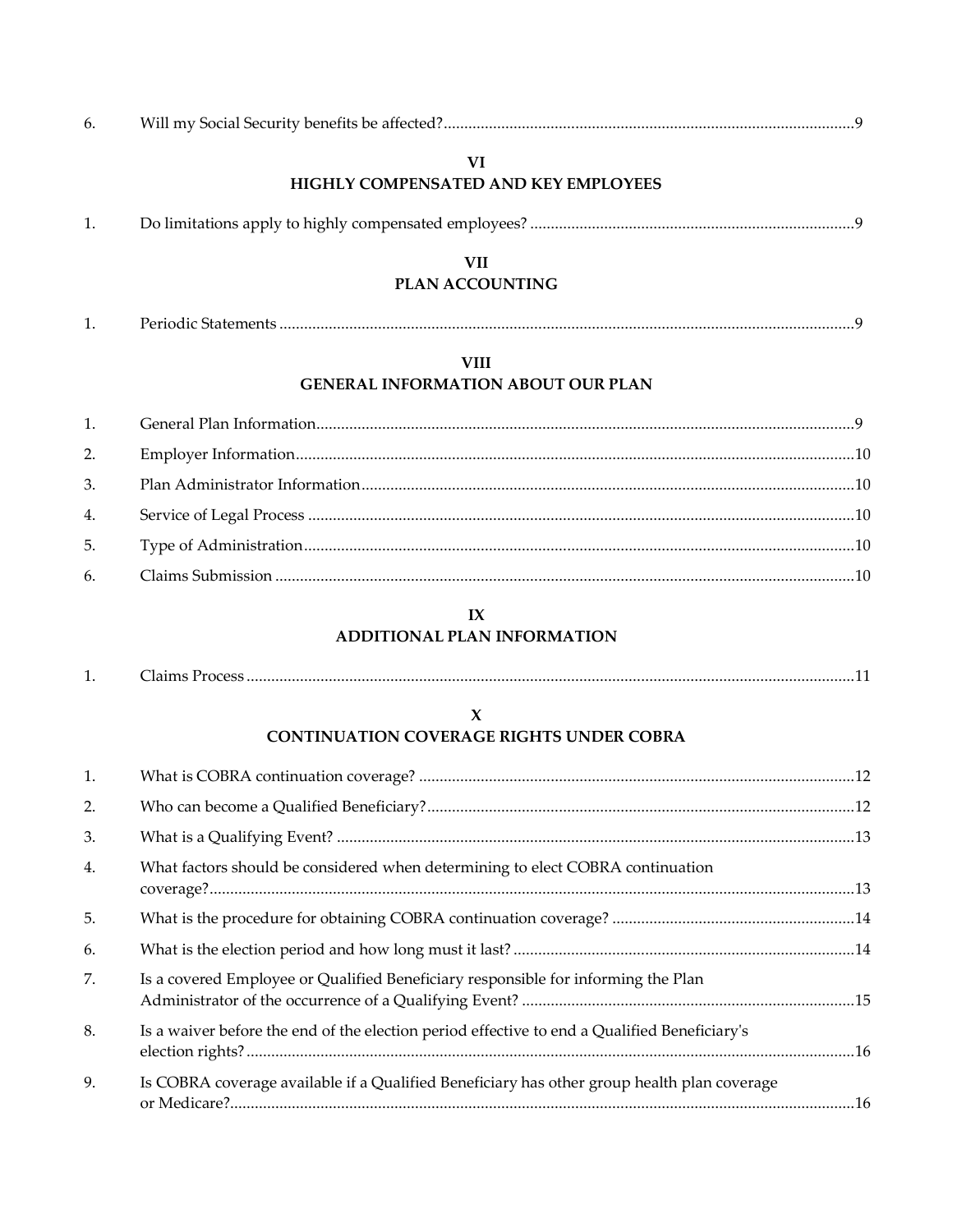6. Will my Social Security benefits be affected? ..... 9

## VI
## HIGHLY COMPENSATED AND KEY EMPLOYEES

1. Do limitations apply to highly compensated employees? ..... 9

## VII
## PLAN ACCOUNTING

1. Periodic Statements ..... 9

## VIII
## GENERAL INFORMATION ABOUT OUR PLAN

1. General Plan Information ..... 9
2. Employer Information ..... 10
3. Plan Administrator Information ..... 10
4. Service of Legal Process ..... 10
5. Type of Administration ..... 10
6. Claims Submission ..... 10

## IX
## ADDITIONAL PLAN INFORMATION

1. Claims Process ..... 11

## X
## CONTINUATION COVERAGE RIGHTS UNDER COBRA

1. What is COBRA continuation coverage? ..... 12
2. Who can become a Qualified Beneficiary? ..... 12
3. What is a Qualifying Event? ..... 13
4. What factors should be considered when determining to elect COBRA continuation coverage? ..... 13
5. What is the procedure for obtaining COBRA continuation coverage? ..... 14
6. What is the election period and how long must it last? ..... 14
7. Is a covered Employee or Qualified Beneficiary responsible for informing the Plan Administrator of the occurrence of a Qualifying Event? ..... 15
8. Is a waiver before the end of the election period effective to end a Qualified Beneficiary's election rights? ..... 16
9. Is COBRA coverage available if a Qualified Beneficiary has other group health plan coverage or Medicare? ..... 16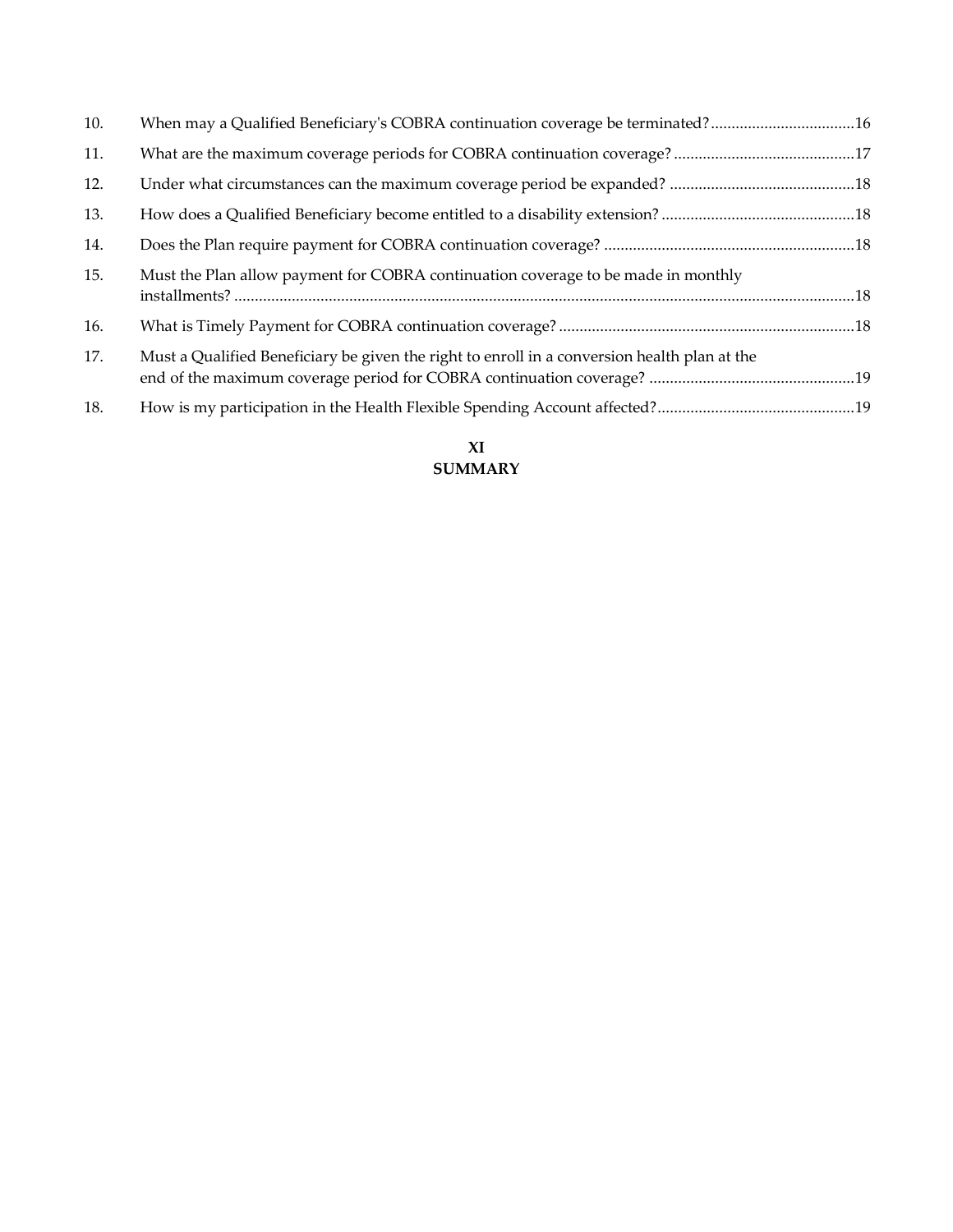10. When may a Qualified Beneficiary's COBRA continuation coverage be terminated?....................................16
11. What are the maximum coverage periods for COBRA continuation coverage? ............................................17
12. Under what circumstances can the maximum coverage period be expanded? .............................................18
13. How does a Qualified Beneficiary become entitled to a disability extension? ...............................................18
14. Does the Plan require payment for COBRA continuation coverage? .............................................................18
15. Must the Plan allow payment for COBRA continuation coverage to be made in monthly installments? ......................................................................................................................................................18
16. What is Timely Payment for COBRA continuation coverage? ........................................................................18
17. Must a Qualified Beneficiary be given the right to enroll in a conversion health plan at the end of the maximum coverage period for COBRA continuation coverage? .................................................19
18. How is my participation in the Health Flexible Spending Account affected?................................................19

**XI**
**SUMMARY**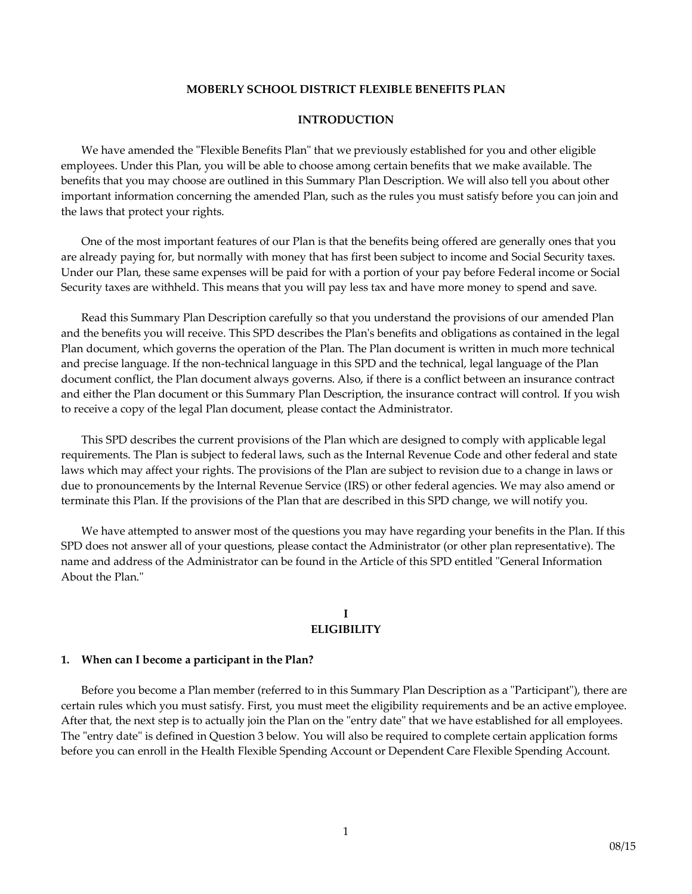# MOBERLY SCHOOL DISTRICT FLEXIBLE BENEFITS PLAN

## INTRODUCTION

We have amended the "Flexible Benefits Plan" that we previously established for you and other eligible employees. Under this Plan, you will be able to choose among certain benefits that we make available. The benefits that you may choose are outlined in this Summary Plan Description. We will also tell you about other important information concerning the amended Plan, such as the rules you must satisfy before you can join and the laws that protect your rights.

One of the most important features of our Plan is that the benefits being offered are generally ones that you are already paying for, but normally with money that has first been subject to income and Social Security taxes. Under our Plan, these same expenses will be paid for with a portion of your pay before Federal income or Social Security taxes are withheld. This means that you will pay less tax and have more money to spend and save.

Read this Summary Plan Description carefully so that you understand the provisions of our amended Plan and the benefits you will receive. This SPD describes the Plan's benefits and obligations as contained in the legal Plan document, which governs the operation of the Plan. The Plan document is written in much more technical and precise language. If the non-technical language in this SPD and the technical, legal language of the Plan document conflict, the Plan document always governs. Also, if there is a conflict between an insurance contract and either the Plan document or this Summary Plan Description, the insurance contract will control. If you wish to receive a copy of the legal Plan document, please contact the Administrator.

This SPD describes the current provisions of the Plan which are designed to comply with applicable legal requirements. The Plan is subject to federal laws, such as the Internal Revenue Code and other federal and state laws which may affect your rights. The provisions of the Plan are subject to revision due to a change in laws or due to pronouncements by the Internal Revenue Service (IRS) or other federal agencies. We may also amend or terminate this Plan. If the provisions of the Plan that are described in this SPD change, we will notify you.

We have attempted to answer most of the questions you may have regarding your benefits in the Plan. If this SPD does not answer all of your questions, please contact the Administrator (or other plan representative). The name and address of the Administrator can be found in the Article of this SPD entitled "General Information About the Plan."

## I
## ELIGIBILITY

### 1. When can I become a participant in the Plan?

Before you become a Plan member (referred to in this Summary Plan Description as a "Participant"), there are certain rules which you must satisfy. First, you must meet the eligibility requirements and be an active employee. After that, the next step is to actually join the Plan on the "entry date" that we have established for all employees. The "entry date" is defined in Question 3 below. You will also be required to complete certain application forms before you can enroll in the Health Flexible Spending Account or Dependent Care Flexible Spending Account.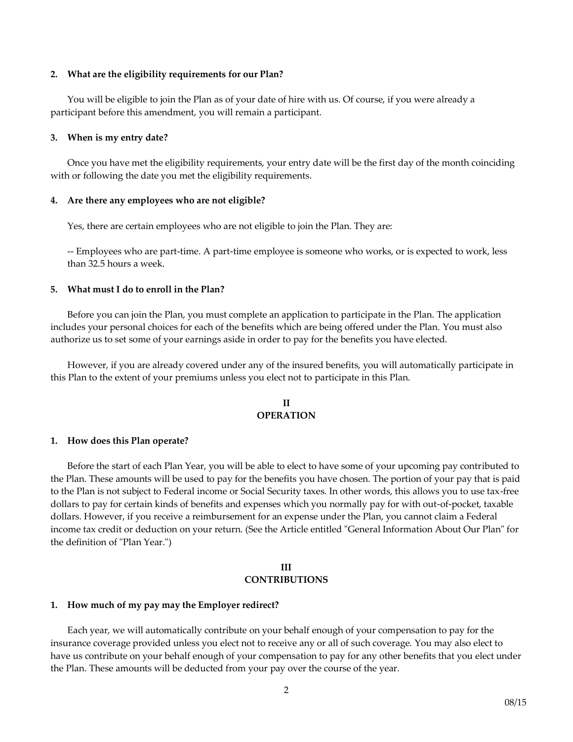### 2. What are the eligibility requirements for our Plan?

You will be eligible to join the Plan as of your date of hire with us. Of course, if you were already a participant before this amendment, you will remain a participant.

### 3. When is my entry date?

Once you have met the eligibility requirements, your entry date will be the first day of the month coinciding with or following the date you met the eligibility requirements.

### 4. Are there any employees who are not eligible?

Yes, there are certain employees who are not eligible to join the Plan. They are:

-- Employees who are part-time. A part-time employee is someone who works, or is expected to work, less than 32.5 hours a week.

### 5. What must I do to enroll in the Plan?

Before you can join the Plan, you must complete an application to participate in the Plan. The application includes your personal choices for each of the benefits which are being offered under the Plan. You must also authorize us to set some of your earnings aside in order to pay for the benefits you have elected.

However, if you are already covered under any of the insured benefits, you will automatically participate in this Plan to the extent of your premiums unless you elect not to participate in this Plan.

## II
## OPERATION

### 1. How does this Plan operate?

Before the start of each Plan Year, you will be able to elect to have some of your upcoming pay contributed to the Plan. These amounts will be used to pay for the benefits you have chosen. The portion of your pay that is paid to the Plan is not subject to Federal income or Social Security taxes. In other words, this allows you to use tax-free dollars to pay for certain kinds of benefits and expenses which you normally pay for with out-of-pocket, taxable dollars. However, if you receive a reimbursement for an expense under the Plan, you cannot claim a Federal income tax credit or deduction on your return. (See the Article entitled "General Information About Our Plan" for the definition of "Plan Year.")

## III
## CONTRIBUTIONS

### 1. How much of my pay may the Employer redirect?

Each year, we will automatically contribute on your behalf enough of your compensation to pay for the insurance coverage provided unless you elect not to receive any or all of such coverage. You may also elect to have us contribute on your behalf enough of your compensation to pay for any other benefits that you elect under the Plan. These amounts will be deducted from your pay over the course of the year.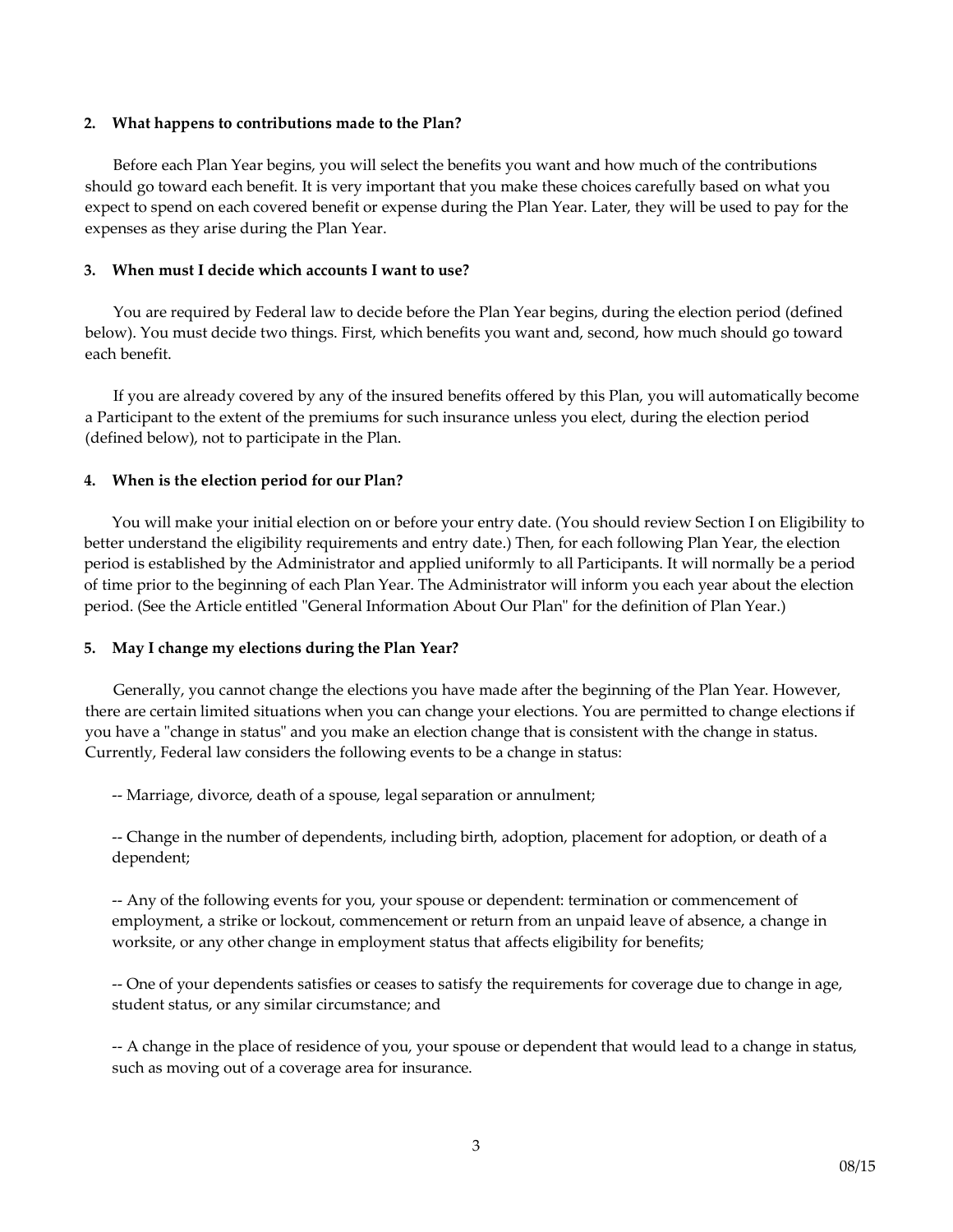### 2. What happens to contributions made to the Plan?

Before each Plan Year begins, you will select the benefits you want and how much of the contributions should go toward each benefit. It is very important that you make these choices carefully based on what you expect to spend on each covered benefit or expense during the Plan Year. Later, they will be used to pay for the expenses as they arise during the Plan Year.

### 3. When must I decide which accounts I want to use?

You are required by Federal law to decide before the Plan Year begins, during the election period (defined below). You must decide two things. First, which benefits you want and, second, how much should go toward each benefit.

If you are already covered by any of the insured benefits offered by this Plan, you will automatically become a Participant to the extent of the premiums for such insurance unless you elect, during the election period (defined below), not to participate in the Plan.

### 4. When is the election period for our Plan?

You will make your initial election on or before your entry date. (You should review Section I on Eligibility to better understand the eligibility requirements and entry date.) Then, for each following Plan Year, the election period is established by the Administrator and applied uniformly to all Participants. It will normally be a period of time prior to the beginning of each Plan Year. The Administrator will inform you each year about the election period. (See the Article entitled "General Information About Our Plan" for the definition of Plan Year.)

### 5. May I change my elections during the Plan Year?

Generally, you cannot change the elections you have made after the beginning of the Plan Year. However, there are certain limited situations when you can change your elections. You are permitted to change elections if you have a "change in status" and you make an election change that is consistent with the change in status. Currently, Federal law considers the following events to be a change in status:

-- Marriage, divorce, death of a spouse, legal separation or annulment;

-- Change in the number of dependents, including birth, adoption, placement for adoption, or death of a dependent;

-- Any of the following events for you, your spouse or dependent: termination or commencement of employment, a strike or lockout, commencement or return from an unpaid leave of absence, a change in worksite, or any other change in employment status that affects eligibility for benefits;

-- One of your dependents satisfies or ceases to satisfy the requirements for coverage due to change in age, student status, or any similar circumstance; and

-- A change in the place of residence of you, your spouse or dependent that would lead to a change in status, such as moving out of a coverage area for insurance.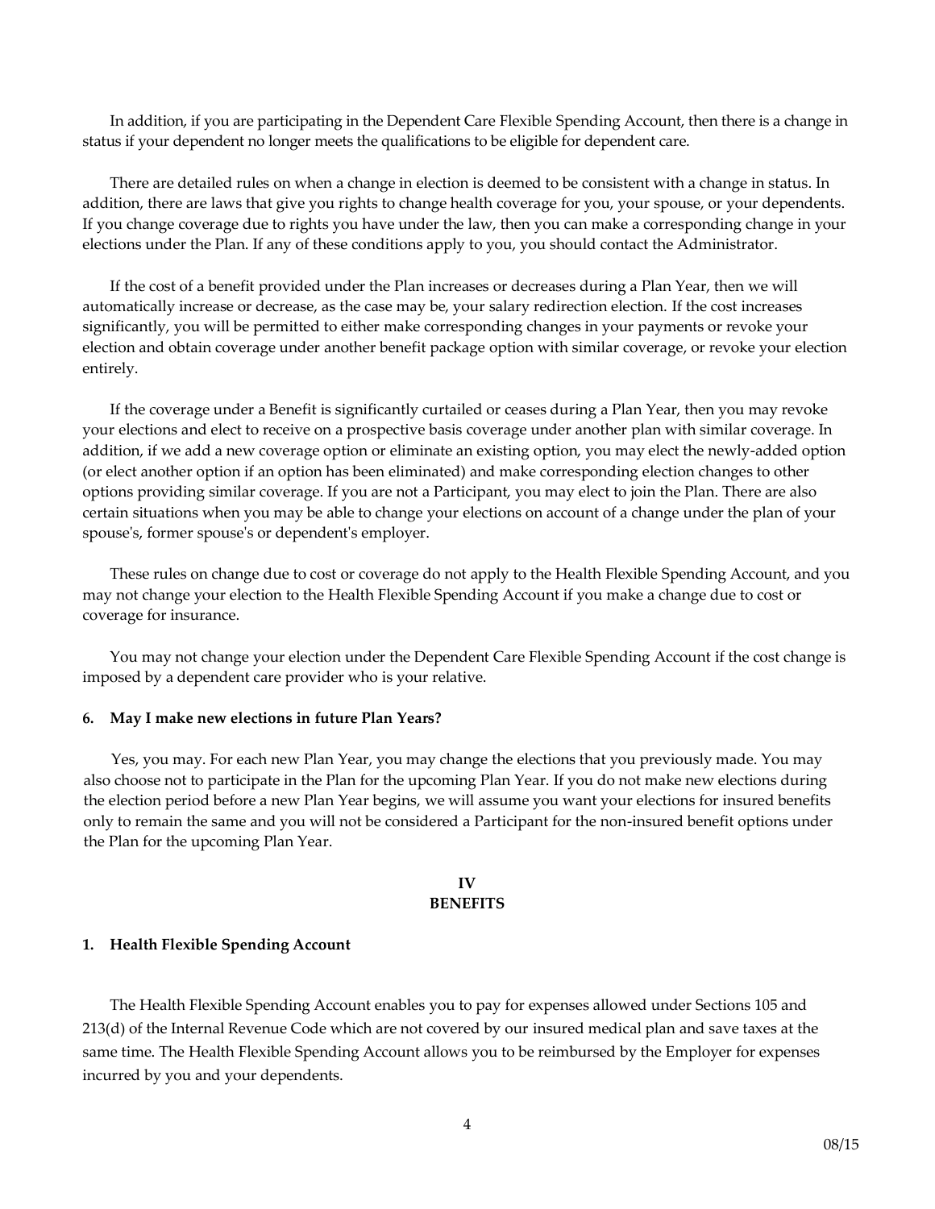In addition, if you are participating in the Dependent Care Flexible Spending Account, then there is a change in status if your dependent no longer meets the qualifications to be eligible for dependent care.

There are detailed rules on when a change in election is deemed to be consistent with a change in status. In addition, there are laws that give you rights to change health coverage for you, your spouse, or your dependents. If you change coverage due to rights you have under the law, then you can make a corresponding change in your elections under the Plan. If any of these conditions apply to you, you should contact the Administrator.

If the cost of a benefit provided under the Plan increases or decreases during a Plan Year, then we will automatically increase or decrease, as the case may be, your salary redirection election. If the cost increases significantly, you will be permitted to either make corresponding changes in your payments or revoke your election and obtain coverage under another benefit package option with similar coverage, or revoke your election entirely.

If the coverage under a Benefit is significantly curtailed or ceases during a Plan Year, then you may revoke your elections and elect to receive on a prospective basis coverage under another plan with similar coverage. In addition, if we add a new coverage option or eliminate an existing option, you may elect the newly-added option (or elect another option if an option has been eliminated) and make corresponding election changes to other options providing similar coverage. If you are not a Participant, you may elect to join the Plan. There are also certain situations when you may be able to change your elections on account of a change under the plan of your spouse's, former spouse's or dependent's employer.

These rules on change due to cost or coverage do not apply to the Health Flexible Spending Account, and you may not change your election to the Health Flexible Spending Account if you make a change due to cost or coverage for insurance.

You may not change your election under the Dependent Care Flexible Spending Account if the cost change is imposed by a dependent care provider who is your relative.

**6. May I make new elections in future Plan Years?**

Yes, you may. For each new Plan Year, you may change the elections that you previously made. You may also choose not to participate in the Plan for the upcoming Plan Year. If you do not make new elections during the election period before a new Plan Year begins, we will assume you want your elections for insured benefits only to remain the same and you will not be considered a Participant for the non-insured benefit options under the Plan for the upcoming Plan Year.

## IV
## BENEFITS

**1. Health Flexible Spending Account**

The Health Flexible Spending Account enables you to pay for expenses allowed under Sections 105 and 213(d) of the Internal Revenue Code which are not covered by our insured medical plan and save taxes at the same time. The Health Flexible Spending Account allows you to be reimbursed by the Employer for expenses incurred by you and your dependents.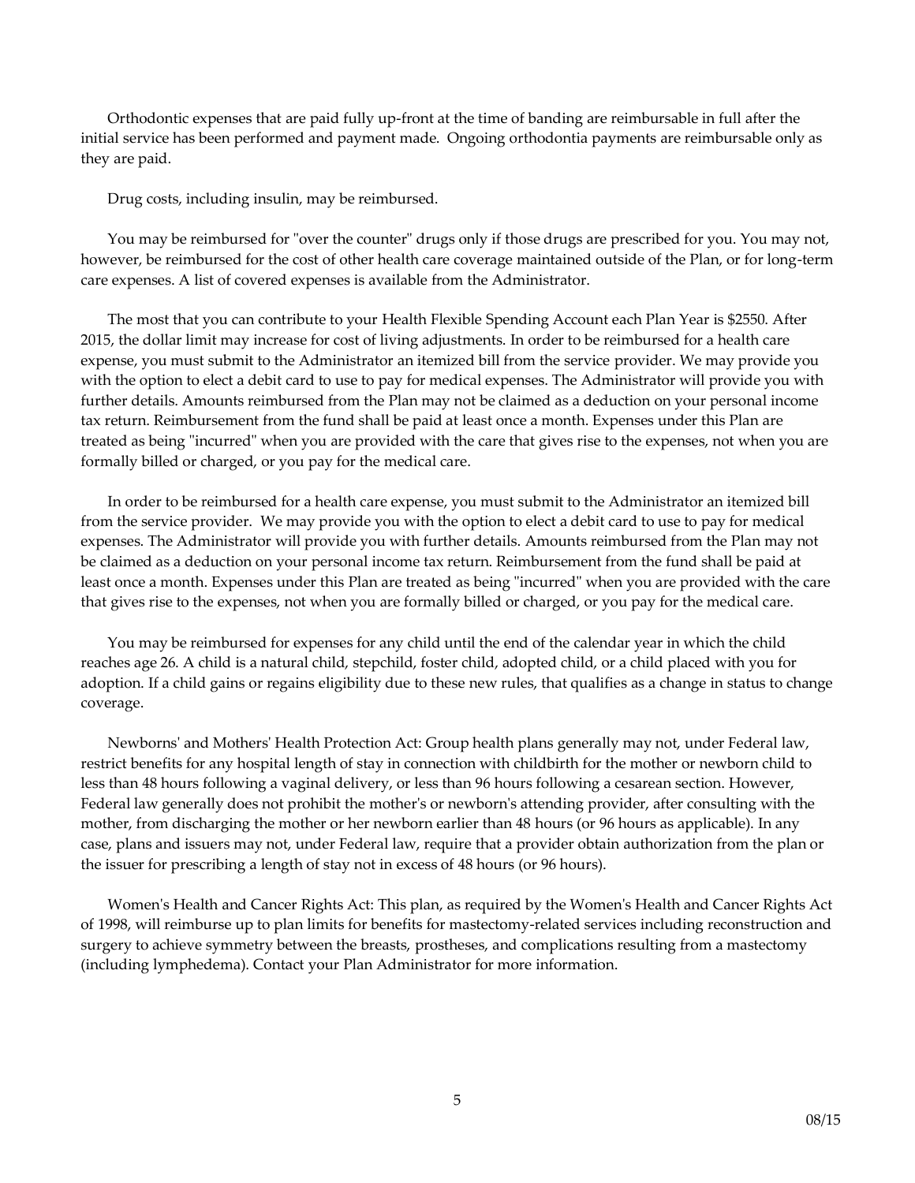Orthodontic expenses that are paid fully up-front at the time of banding are reimbursable in full after the initial service has been performed and payment made. Ongoing orthodontia payments are reimbursable only as they are paid.

Drug costs, including insulin, may be reimbursed.

You may be reimbursed for "over the counter" drugs only if those drugs are prescribed for you. You may not, however, be reimbursed for the cost of other health care coverage maintained outside of the Plan, or for long-term care expenses. A list of covered expenses is available from the Administrator.

The most that you can contribute to your Health Flexible Spending Account each Plan Year is $2550. After 2015, the dollar limit may increase for cost of living adjustments. In order to be reimbursed for a health care expense, you must submit to the Administrator an itemized bill from the service provider. We may provide you with the option to elect a debit card to use to pay for medical expenses. The Administrator will provide you with further details. Amounts reimbursed from the Plan may not be claimed as a deduction on your personal income tax return. Reimbursement from the fund shall be paid at least once a month. Expenses under this Plan are treated as being "incurred" when you are provided with the care that gives rise to the expenses, not when you are formally billed or charged, or you pay for the medical care.

In order to be reimbursed for a health care expense, you must submit to the Administrator an itemized bill from the service provider. We may provide you with the option to elect a debit card to use to pay for medical expenses. The Administrator will provide you with further details. Amounts reimbursed from the Plan may not be claimed as a deduction on your personal income tax return. Reimbursement from the fund shall be paid at least once a month. Expenses under this Plan are treated as being "incurred" when you are provided with the care that gives rise to the expenses, not when you are formally billed or charged, or you pay for the medical care.

You may be reimbursed for expenses for any child until the end of the calendar year in which the child reaches age 26. A child is a natural child, stepchild, foster child, adopted child, or a child placed with you for adoption. If a child gains or regains eligibility due to these new rules, that qualifies as a change in status to change coverage.

Newborns' and Mothers' Health Protection Act: Group health plans generally may not, under Federal law, restrict benefits for any hospital length of stay in connection with childbirth for the mother or newborn child to less than 48 hours following a vaginal delivery, or less than 96 hours following a cesarean section. However, Federal law generally does not prohibit the mother's or newborn's attending provider, after consulting with the mother, from discharging the mother or her newborn earlier than 48 hours (or 96 hours as applicable). In any case, plans and issuers may not, under Federal law, require that a provider obtain authorization from the plan or the issuer for prescribing a length of stay not in excess of 48 hours (or 96 hours).

Women's Health and Cancer Rights Act: This plan, as required by the Women's Health and Cancer Rights Act of 1998, will reimburse up to plan limits for benefits for mastectomy-related services including reconstruction and surgery to achieve symmetry between the breasts, prostheses, and complications resulting from a mastectomy (including lymphedema). Contact your Plan Administrator for more information.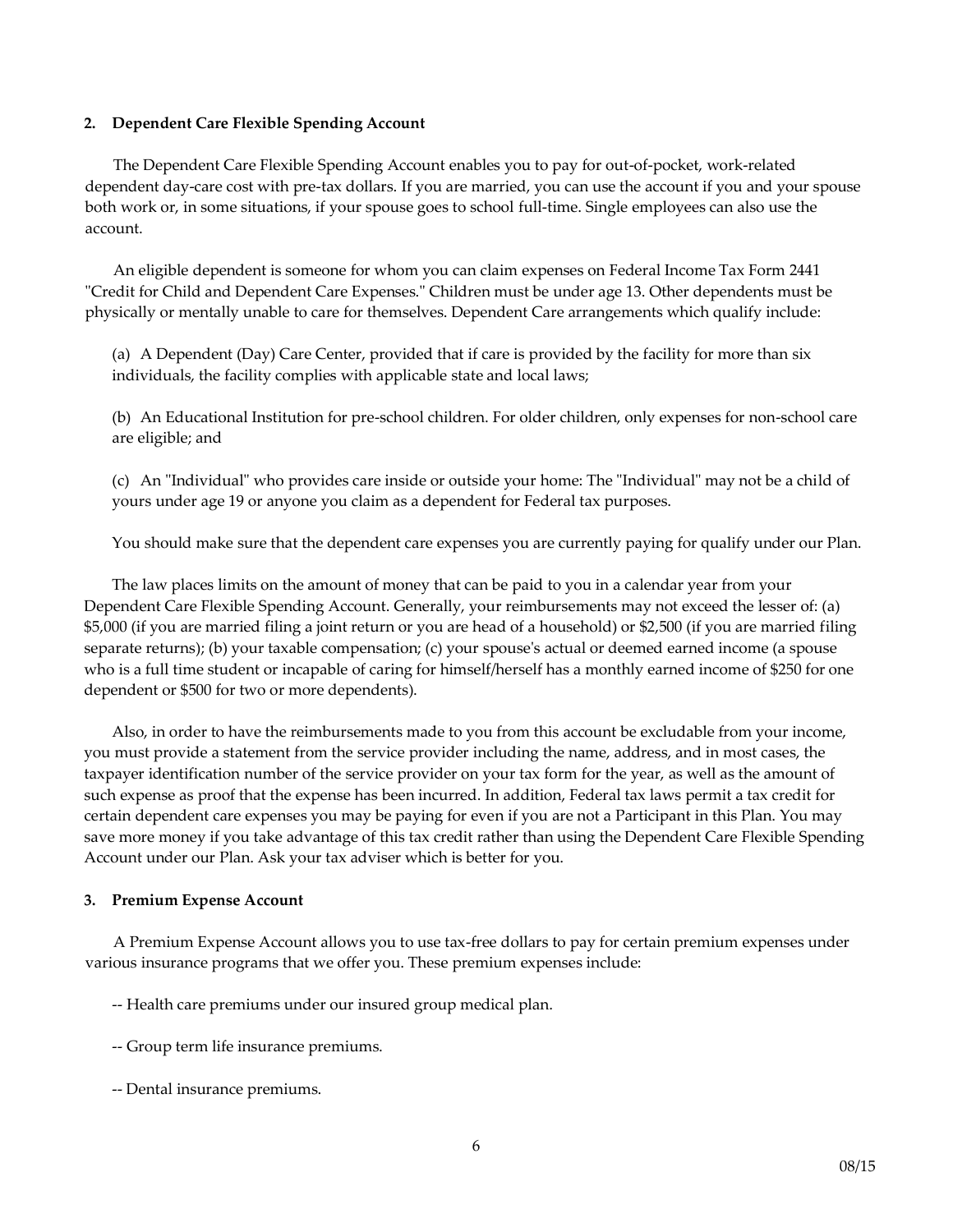**2. Dependent Care Flexible Spending Account**

The Dependent Care Flexible Spending Account enables you to pay for out-of-pocket, work-related dependent day-care cost with pre-tax dollars. If you are married, you can use the account if you and your spouse both work or, in some situations, if your spouse goes to school full-time. Single employees can also use the account.

An eligible dependent is someone for whom you can claim expenses on Federal Income Tax Form 2441 "Credit for Child and Dependent Care Expenses." Children must be under age 13. Other dependents must be physically or mentally unable to care for themselves. Dependent Care arrangements which qualify include:

(a) A Dependent (Day) Care Center, provided that if care is provided by the facility for more than six individuals, the facility complies with applicable state and local laws;

(b) An Educational Institution for pre-school children. For older children, only expenses for non-school care are eligible; and

(c) An "Individual" who provides care inside or outside your home: The "Individual" may not be a child of yours under age 19 or anyone you claim as a dependent for Federal tax purposes.

You should make sure that the dependent care expenses you are currently paying for qualify under our Plan.

The law places limits on the amount of money that can be paid to you in a calendar year from your Dependent Care Flexible Spending Account. Generally, your reimbursements may not exceed the lesser of: (a) $5,000 (if you are married filing a joint return or you are head of a household) or $2,500 (if you are married filing separate returns); (b) your taxable compensation; (c) your spouse's actual or deemed earned income (a spouse who is a full time student or incapable of caring for himself/herself has a monthly earned income of $250 for one dependent or $500 for two or more dependents).

Also, in order to have the reimbursements made to you from this account be excludable from your income, you must provide a statement from the service provider including the name, address, and in most cases, the taxpayer identification number of the service provider on your tax form for the year, as well as the amount of such expense as proof that the expense has been incurred. In addition, Federal tax laws permit a tax credit for certain dependent care expenses you may be paying for even if you are not a Participant in this Plan. You may save more money if you take advantage of this tax credit rather than using the Dependent Care Flexible Spending Account under our Plan. Ask your tax adviser which is better for you.

**3. Premium Expense Account**

A Premium Expense Account allows you to use tax-free dollars to pay for certain premium expenses under various insurance programs that we offer you. These premium expenses include:

-- Health care premiums under our insured group medical plan.

-- Group term life insurance premiums.

-- Dental insurance premiums.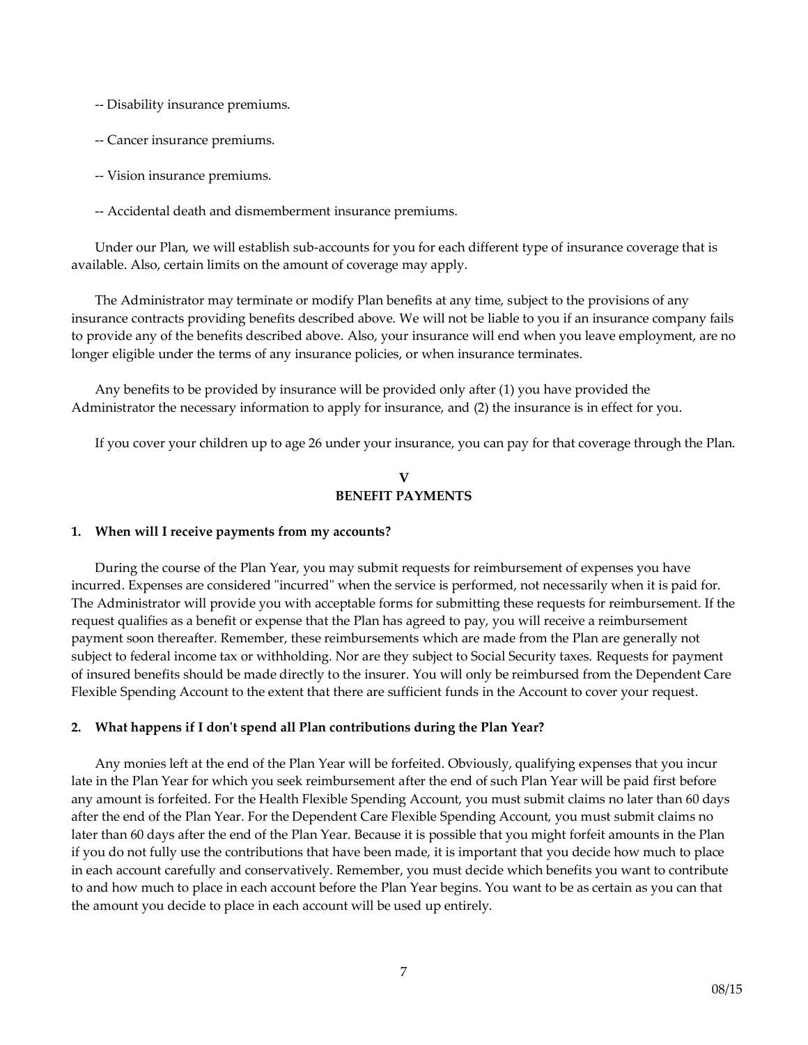-- Disability insurance premiums.

-- Cancer insurance premiums.

-- Vision insurance premiums.

-- Accidental death and dismemberment insurance premiums.

Under our Plan, we will establish sub-accounts for you for each different type of insurance coverage that is available. Also, certain limits on the amount of coverage may apply.

The Administrator may terminate or modify Plan benefits at any time, subject to the provisions of any insurance contracts providing benefits described above. We will not be liable to you if an insurance company fails to provide any of the benefits described above. Also, your insurance will end when you leave employment, are no longer eligible under the terms of any insurance policies, or when insurance terminates.

Any benefits to be provided by insurance will be provided only after (1) you have provided the Administrator the necessary information to apply for insurance, and (2) the insurance is in effect for you.

If you cover your children up to age 26 under your insurance, you can pay for that coverage through the Plan.

## V
## BENEFIT PAYMENTS

**1. When will I receive payments from my accounts?**

During the course of the Plan Year, you may submit requests for reimbursement of expenses you have incurred. Expenses are considered "incurred" when the service is performed, not necessarily when it is paid for. The Administrator will provide you with acceptable forms for submitting these requests for reimbursement. If the request qualifies as a benefit or expense that the Plan has agreed to pay, you will receive a reimbursement payment soon thereafter. Remember, these reimbursements which are made from the Plan are generally not subject to federal income tax or withholding. Nor are they subject to Social Security taxes. Requests for payment of insured benefits should be made directly to the insurer. You will only be reimbursed from the Dependent Care Flexible Spending Account to the extent that there are sufficient funds in the Account to cover your request.

**2. What happens if I don't spend all Plan contributions during the Plan Year?**

Any monies left at the end of the Plan Year will be forfeited. Obviously, qualifying expenses that you incur late in the Plan Year for which you seek reimbursement after the end of such Plan Year will be paid first before any amount is forfeited. For the Health Flexible Spending Account, you must submit claims no later than 60 days after the end of the Plan Year. For the Dependent Care Flexible Spending Account, you must submit claims no later than 60 days after the end of the Plan Year. Because it is possible that you might forfeit amounts in the Plan if you do not fully use the contributions that have been made, it is important that you decide how much to place in each account carefully and conservatively. Remember, you must decide which benefits you want to contribute to and how much to place in each account before the Plan Year begins. You want to be as certain as you can that the amount you decide to place in each account will be used up entirely.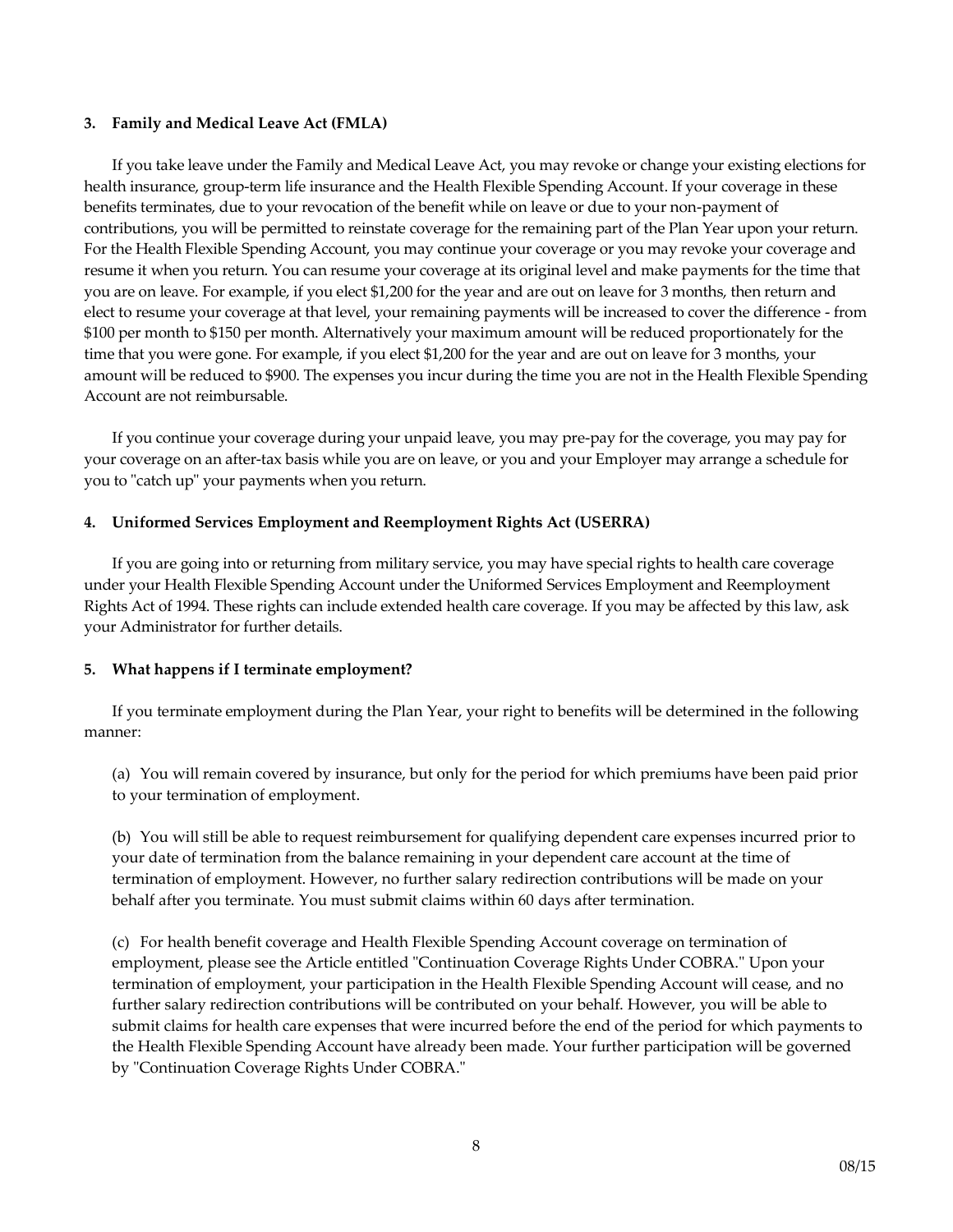### 3. Family and Medical Leave Act (FMLA)

If you take leave under the Family and Medical Leave Act, you may revoke or change your existing elections for health insurance, group-term life insurance and the Health Flexible Spending Account. If your coverage in these benefits terminates, due to your revocation of the benefit while on leave or due to your non-payment of contributions, you will be permitted to reinstate coverage for the remaining part of the Plan Year upon your return. For the Health Flexible Spending Account, you may continue your coverage or you may revoke your coverage and resume it when you return. You can resume your coverage at its original level and make payments for the time that you are on leave. For example, if you elect $1,200 for the year and are out on leave for 3 months, then return and elect to resume your coverage at that level, your remaining payments will be increased to cover the difference - from $100 per month to $150 per month. Alternatively your maximum amount will be reduced proportionately for the time that you were gone. For example, if you elect $1,200 for the year and are out on leave for 3 months, your amount will be reduced to $900. The expenses you incur during the time you are not in the Health Flexible Spending Account are not reimbursable.

If you continue your coverage during your unpaid leave, you may pre-pay for the coverage, you may pay for your coverage on an after-tax basis while you are on leave, or you and your Employer may arrange a schedule for you to "catch up" your payments when you return.

### 4. Uniformed Services Employment and Reemployment Rights Act (USERRA)

If you are going into or returning from military service, you may have special rights to health care coverage under your Health Flexible Spending Account under the Uniformed Services Employment and Reemployment Rights Act of 1994. These rights can include extended health care coverage. If you may be affected by this law, ask your Administrator for further details.

### 5. What happens if I terminate employment?

If you terminate employment during the Plan Year, your right to benefits will be determined in the following manner:

(a) You will remain covered by insurance, but only for the period for which premiums have been paid prior to your termination of employment.

(b) You will still be able to request reimbursement for qualifying dependent care expenses incurred prior to your date of termination from the balance remaining in your dependent care account at the time of termination of employment. However, no further salary redirection contributions will be made on your behalf after you terminate. You must submit claims within 60 days after termination.

(c) For health benefit coverage and Health Flexible Spending Account coverage on termination of employment, please see the Article entitled "Continuation Coverage Rights Under COBRA." Upon your termination of employment, your participation in the Health Flexible Spending Account will cease, and no further salary redirection contributions will be contributed on your behalf. However, you will be able to submit claims for health care expenses that were incurred before the end of the period for which payments to the Health Flexible Spending Account have already been made. Your further participation will be governed by "Continuation Coverage Rights Under COBRA."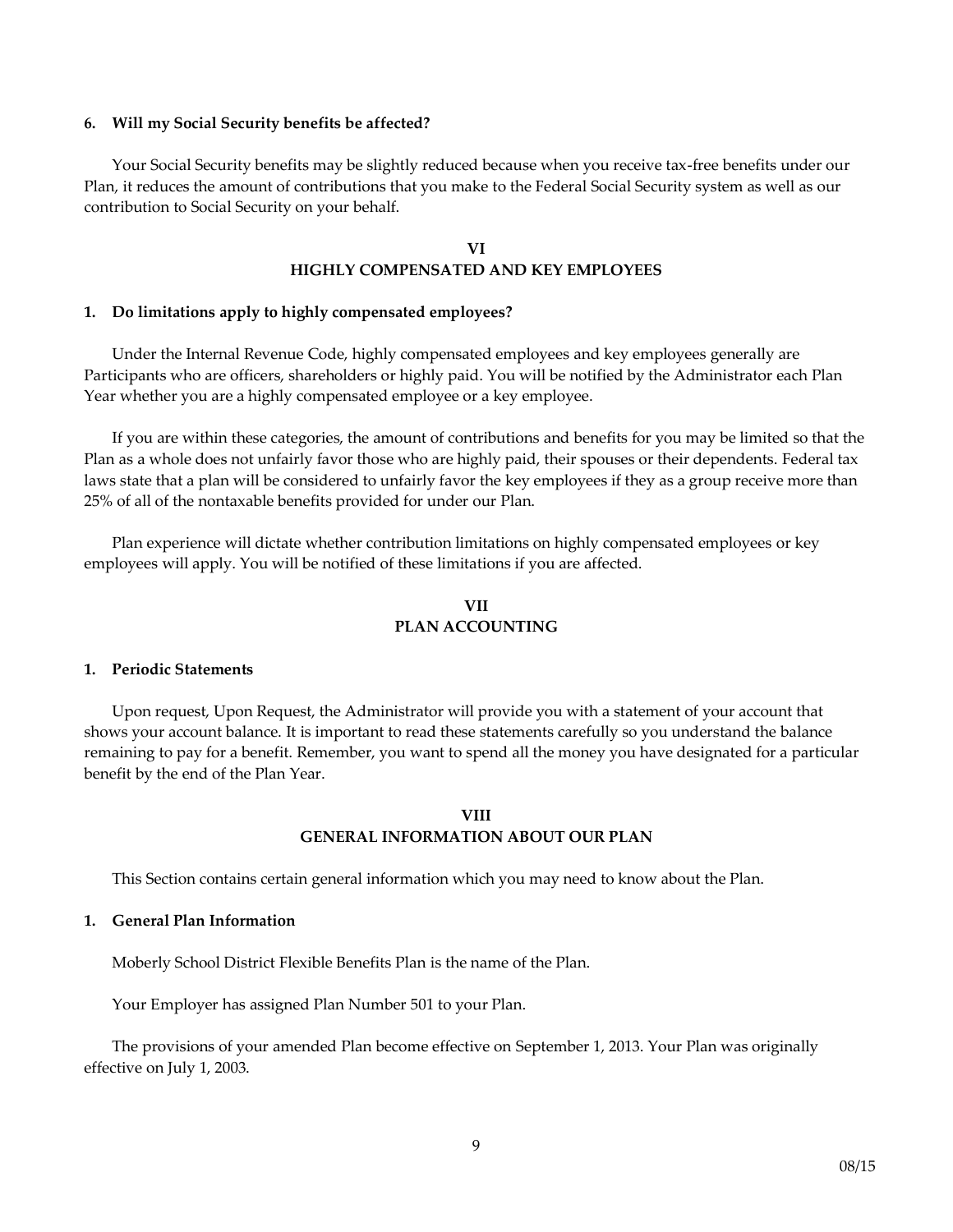**6. Will my Social Security benefits be affected?**

Your Social Security benefits may be slightly reduced because when you receive tax-free benefits under our Plan, it reduces the amount of contributions that you make to the Federal Social Security system as well as our contribution to Social Security on your behalf.

## VI
## HIGHLY COMPENSATED AND KEY EMPLOYEES

**1. Do limitations apply to highly compensated employees?**

Under the Internal Revenue Code, highly compensated employees and key employees generally are Participants who are officers, shareholders or highly paid. You will be notified by the Administrator each Plan Year whether you are a highly compensated employee or a key employee.

If you are within these categories, the amount of contributions and benefits for you may be limited so that the Plan as a whole does not unfairly favor those who are highly paid, their spouses or their dependents. Federal tax laws state that a plan will be considered to unfairly favor the key employees if they as a group receive more than 25% of all of the nontaxable benefits provided for under our Plan.

Plan experience will dictate whether contribution limitations on highly compensated employees or key employees will apply. You will be notified of these limitations if you are affected.

## VII
## PLAN ACCOUNTING

**1. Periodic Statements**

Upon request, Upon Request, the Administrator will provide you with a statement of your account that shows your account balance. It is important to read these statements carefully so you understand the balance remaining to pay for a benefit. Remember, you want to spend all the money you have designated for a particular benefit by the end of the Plan Year.

## VIII
## GENERAL INFORMATION ABOUT OUR PLAN

This Section contains certain general information which you may need to know about the Plan.

**1. General Plan Information**

Moberly School District Flexible Benefits Plan is the name of the Plan.

Your Employer has assigned Plan Number 501 to your Plan.

The provisions of your amended Plan become effective on September 1, 2013. Your Plan was originally effective on July 1, 2003.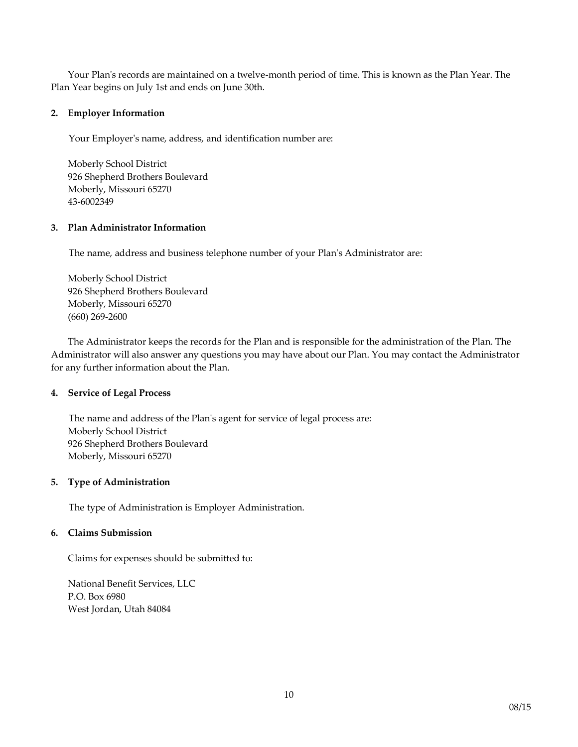Your Plan's records are maintained on a twelve-month period of time. This is known as the Plan Year. The Plan Year begins on July 1st and ends on June 30th.

**2. Employer Information**

Your Employer's name, address, and identification number are:

Moberly School District
926 Shepherd Brothers Boulevard
Moberly, Missouri 65270
43-6002349

**3. Plan Administrator Information**

The name, address and business telephone number of your Plan's Administrator are:

Moberly School District
926 Shepherd Brothers Boulevard
Moberly, Missouri 65270
(660) 269-2600

The Administrator keeps the records for the Plan and is responsible for the administration of the Plan. The Administrator will also answer any questions you may have about our Plan. You may contact the Administrator for any further information about the Plan.

**4. Service of Legal Process**

The name and address of the Plan's agent for service of legal process are:
Moberly School District
926 Shepherd Brothers Boulevard
Moberly, Missouri 65270

**5. Type of Administration**

The type of Administration is Employer Administration.

**6. Claims Submission**

Claims for expenses should be submitted to:

National Benefit Services, LLC
P.O. Box 6980
West Jordan, Utah 84084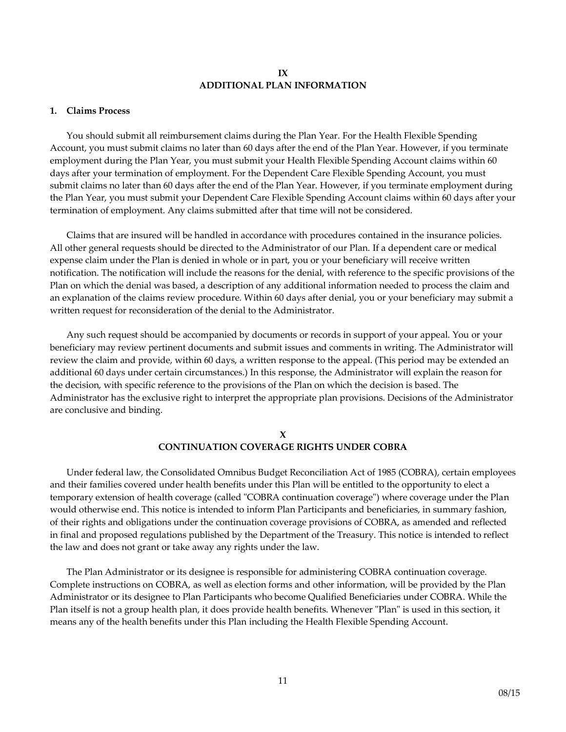## IX
## ADDITIONAL PLAN INFORMATION

### 1. Claims Process

You should submit all reimbursement claims during the Plan Year. For the Health Flexible Spending Account, you must submit claims no later than 60 days after the end of the Plan Year. However, if you terminate employment during the Plan Year, you must submit your Health Flexible Spending Account claims within 60 days after your termination of employment. For the Dependent Care Flexible Spending Account, you must submit claims no later than 60 days after the end of the Plan Year. However, if you terminate employment during the Plan Year, you must submit your Dependent Care Flexible Spending Account claims within 60 days after your termination of employment. Any claims submitted after that time will not be considered.

Claims that are insured will be handled in accordance with procedures contained in the insurance policies. All other general requests should be directed to the Administrator of our Plan. If a dependent care or medical expense claim under the Plan is denied in whole or in part, you or your beneficiary will receive written notification. The notification will include the reasons for the denial, with reference to the specific provisions of the Plan on which the denial was based, a description of any additional information needed to process the claim and an explanation of the claims review procedure. Within 60 days after denial, you or your beneficiary may submit a written request for reconsideration of the denial to the Administrator.

Any such request should be accompanied by documents or records in support of your appeal. You or your beneficiary may review pertinent documents and submit issues and comments in writing. The Administrator will review the claim and provide, within 60 days, a written response to the appeal. (This period may be extended an additional 60 days under certain circumstances.) In this response, the Administrator will explain the reason for the decision, with specific reference to the provisions of the Plan on which the decision is based. The Administrator has the exclusive right to interpret the appropriate plan provisions. Decisions of the Administrator are conclusive and binding.

## X
## CONTINUATION COVERAGE RIGHTS UNDER COBRA

Under federal law, the Consolidated Omnibus Budget Reconciliation Act of 1985 (COBRA), certain employees and their families covered under health benefits under this Plan will be entitled to the opportunity to elect a temporary extension of health coverage (called "COBRA continuation coverage") where coverage under the Plan would otherwise end. This notice is intended to inform Plan Participants and beneficiaries, in summary fashion, of their rights and obligations under the continuation coverage provisions of COBRA, as amended and reflected in final and proposed regulations published by the Department of the Treasury. This notice is intended to reflect the law and does not grant or take away any rights under the law.

The Plan Administrator or its designee is responsible for administering COBRA continuation coverage. Complete instructions on COBRA, as well as election forms and other information, will be provided by the Plan Administrator or its designee to Plan Participants who become Qualified Beneficiaries under COBRA. While the Plan itself is not a group health plan, it does provide health benefits. Whenever "Plan" is used in this section, it means any of the health benefits under this Plan including the Health Flexible Spending Account.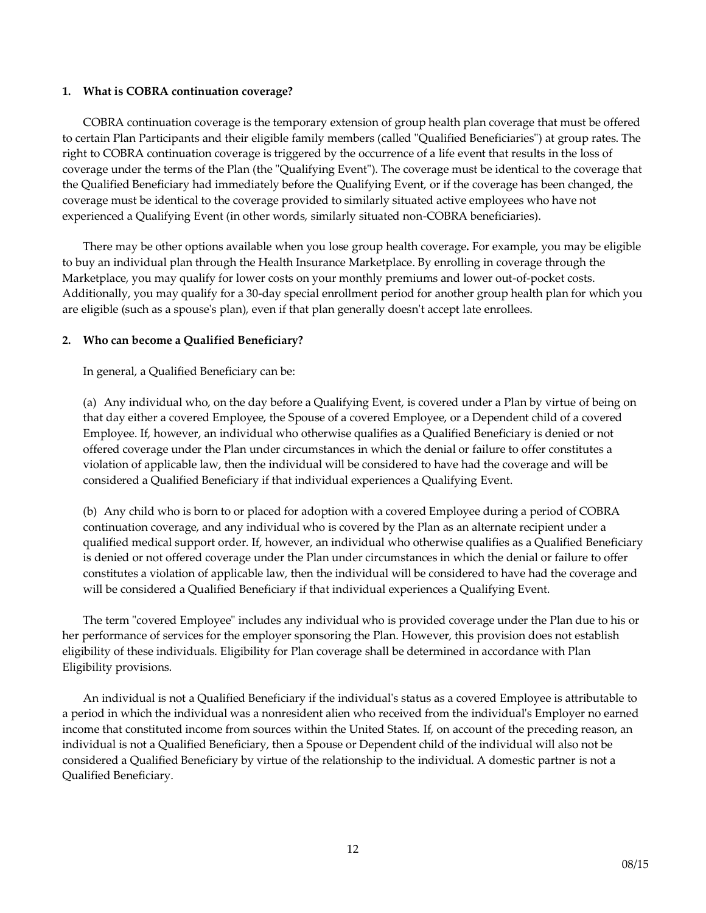### 1. What is COBRA continuation coverage?

COBRA continuation coverage is the temporary extension of group health plan coverage that must be offered to certain Plan Participants and their eligible family members (called "Qualified Beneficiaries") at group rates. The right to COBRA continuation coverage is triggered by the occurrence of a life event that results in the loss of coverage under the terms of the Plan (the "Qualifying Event"). The coverage must be identical to the coverage that the Qualified Beneficiary had immediately before the Qualifying Event, or if the coverage has been changed, the coverage must be identical to the coverage provided to similarly situated active employees who have not experienced a Qualifying Event (in other words, similarly situated non-COBRA beneficiaries).

There may be other options available when you lose group health coverage. For example, you may be eligible to buy an individual plan through the Health Insurance Marketplace. By enrolling in coverage through the Marketplace, you may qualify for lower costs on your monthly premiums and lower out-of-pocket costs. Additionally, you may qualify for a 30-day special enrollment period for another group health plan for which you are eligible (such as a spouse's plan), even if that plan generally doesn't accept late enrollees.

### 2. Who can become a Qualified Beneficiary?

In general, a Qualified Beneficiary can be:

(a) Any individual who, on the day before a Qualifying Event, is covered under a Plan by virtue of being on that day either a covered Employee, the Spouse of a covered Employee, or a Dependent child of a covered Employee. If, however, an individual who otherwise qualifies as a Qualified Beneficiary is denied or not offered coverage under the Plan under circumstances in which the denial or failure to offer constitutes a violation of applicable law, then the individual will be considered to have had the coverage and will be considered a Qualified Beneficiary if that individual experiences a Qualifying Event.

(b) Any child who is born to or placed for adoption with a covered Employee during a period of COBRA continuation coverage, and any individual who is covered by the Plan as an alternate recipient under a qualified medical support order. If, however, an individual who otherwise qualifies as a Qualified Beneficiary is denied or not offered coverage under the Plan under circumstances in which the denial or failure to offer constitutes a violation of applicable law, then the individual will be considered to have had the coverage and will be considered a Qualified Beneficiary if that individual experiences a Qualifying Event.

The term "covered Employee" includes any individual who is provided coverage under the Plan due to his or her performance of services for the employer sponsoring the Plan. However, this provision does not establish eligibility of these individuals. Eligibility for Plan coverage shall be determined in accordance with Plan Eligibility provisions.

An individual is not a Qualified Beneficiary if the individual's status as a covered Employee is attributable to a period in which the individual was a nonresident alien who received from the individual's Employer no earned income that constituted income from sources within the United States. If, on account of the preceding reason, an individual is not a Qualified Beneficiary, then a Spouse or Dependent child of the individual will also not be considered a Qualified Beneficiary by virtue of the relationship to the individual. A domestic partner is not a Qualified Beneficiary.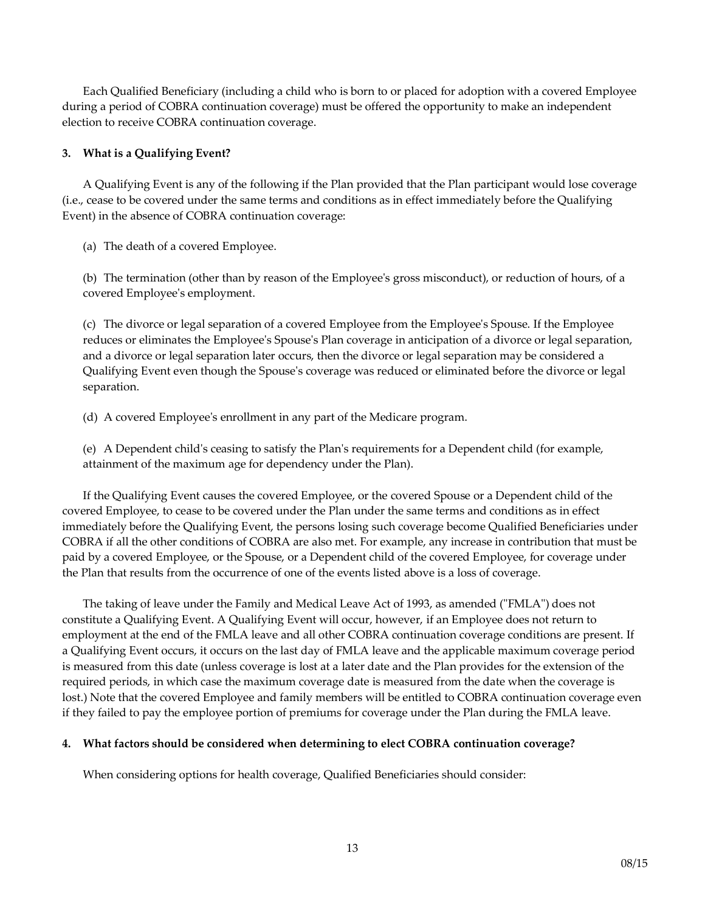Each Qualified Beneficiary (including a child who is born to or placed for adoption with a covered Employee during a period of COBRA continuation coverage) must be offered the opportunity to make an independent election to receive COBRA continuation coverage.

**3. What is a Qualifying Event?**

A Qualifying Event is any of the following if the Plan provided that the Plan participant would lose coverage (i.e., cease to be covered under the same terms and conditions as in effect immediately before the Qualifying Event) in the absence of COBRA continuation coverage:

(a) The death of a covered Employee.

(b) The termination (other than by reason of the Employee's gross misconduct), or reduction of hours, of a covered Employee's employment.

(c) The divorce or legal separation of a covered Employee from the Employee's Spouse. If the Employee reduces or eliminates the Employee's Spouse's Plan coverage in anticipation of a divorce or legal separation, and a divorce or legal separation later occurs, then the divorce or legal separation may be considered a Qualifying Event even though the Spouse's coverage was reduced or eliminated before the divorce or legal separation.

(d) A covered Employee's enrollment in any part of the Medicare program.

(e) A Dependent child's ceasing to satisfy the Plan's requirements for a Dependent child (for example, attainment of the maximum age for dependency under the Plan).

If the Qualifying Event causes the covered Employee, or the covered Spouse or a Dependent child of the covered Employee, to cease to be covered under the Plan under the same terms and conditions as in effect immediately before the Qualifying Event, the persons losing such coverage become Qualified Beneficiaries under COBRA if all the other conditions of COBRA are also met. For example, any increase in contribution that must be paid by a covered Employee, or the Spouse, or a Dependent child of the covered Employee, for coverage under the Plan that results from the occurrence of one of the events listed above is a loss of coverage.

The taking of leave under the Family and Medical Leave Act of 1993, as amended ("FMLA") does not constitute a Qualifying Event. A Qualifying Event will occur, however, if an Employee does not return to employment at the end of the FMLA leave and all other COBRA continuation coverage conditions are present. If a Qualifying Event occurs, it occurs on the last day of FMLA leave and the applicable maximum coverage period is measured from this date (unless coverage is lost at a later date and the Plan provides for the extension of the required periods, in which case the maximum coverage date is measured from the date when the coverage is lost.) Note that the covered Employee and family members will be entitled to COBRA continuation coverage even if they failed to pay the employee portion of premiums for coverage under the Plan during the FMLA leave.

**4. What factors should be considered when determining to elect COBRA continuation coverage?**

When considering options for health coverage, Qualified Beneficiaries should consider: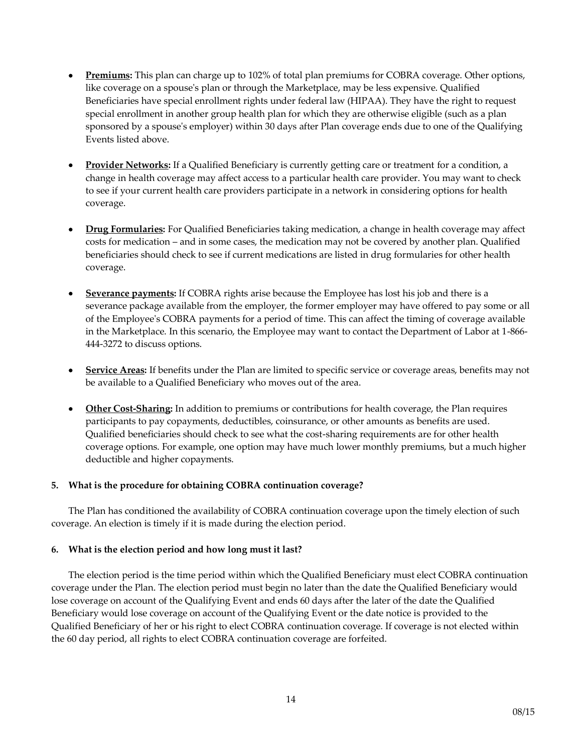- **Premiums:** This plan can charge up to 102% of total plan premiums for COBRA coverage. Other options, like coverage on a spouse's plan or through the Marketplace, may be less expensive. Qualified Beneficiaries have special enrollment rights under federal law (HIPAA). They have the right to request special enrollment in another group health plan for which they are otherwise eligible (such as a plan sponsored by a spouse's employer) within 30 days after Plan coverage ends due to one of the Qualifying Events listed above.

- **Provider Networks:** If a Qualified Beneficiary is currently getting care or treatment for a condition, a change in health coverage may affect access to a particular health care provider. You may want to check to see if your current health care providers participate in a network in considering options for health coverage.

- **Drug Formularies:** For Qualified Beneficiaries taking medication, a change in health coverage may affect costs for medication – and in some cases, the medication may not be covered by another plan. Qualified beneficiaries should check to see if current medications are listed in drug formularies for other health coverage.

- **Severance payments:** If COBRA rights arise because the Employee has lost his job and there is a severance package available from the employer, the former employer may have offered to pay some or all of the Employee's COBRA payments for a period of time. This can affect the timing of coverage available in the Marketplace. In this scenario, the Employee may want to contact the Department of Labor at 1-866-444-3272 to discuss options.

- **Service Areas:** If benefits under the Plan are limited to specific service or coverage areas, benefits may not be available to a Qualified Beneficiary who moves out of the area.

- **Other Cost-Sharing:** In addition to premiums or contributions for health coverage, the Plan requires participants to pay copayments, deductibles, coinsurance, or other amounts as benefits are used. Qualified beneficiaries should check to see what the cost-sharing requirements are for other health coverage options. For example, one option may have much lower monthly premiums, but a much higher deductible and higher copayments.

**5. What is the procedure for obtaining COBRA continuation coverage?**

The Plan has conditioned the availability of COBRA continuation coverage upon the timely election of such coverage. An election is timely if it is made during the election period.

**6. What is the election period and how long must it last?**

The election period is the time period within which the Qualified Beneficiary must elect COBRA continuation coverage under the Plan. The election period must begin no later than the date the Qualified Beneficiary would lose coverage on account of the Qualifying Event and ends 60 days after the later of the date the Qualified Beneficiary would lose coverage on account of the Qualifying Event or the date notice is provided to the Qualified Beneficiary of her or his right to elect COBRA continuation coverage. If coverage is not elected within the 60 day period, all rights to elect COBRA continuation coverage are forfeited.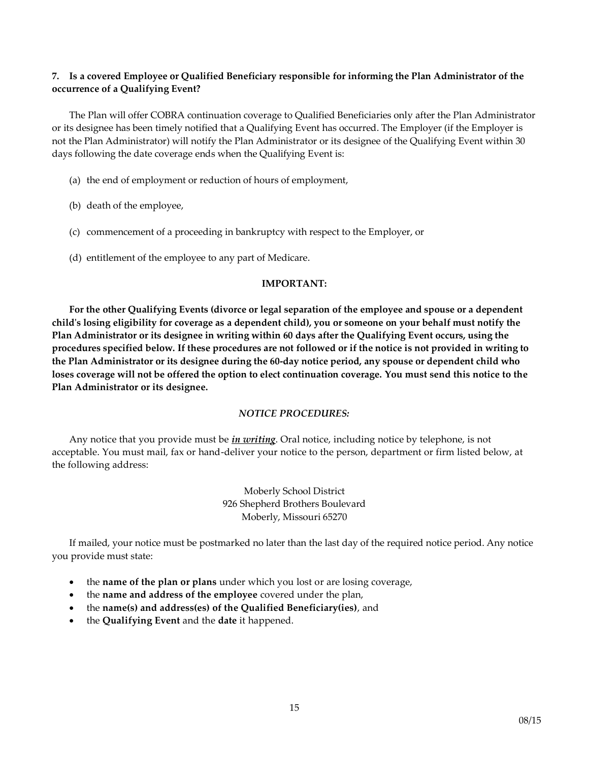**7. Is a covered Employee or Qualified Beneficiary responsible for informing the Plan Administrator of the occurrence of a Qualifying Event?**

The Plan will offer COBRA continuation coverage to Qualified Beneficiaries only after the Plan Administrator or its designee has been timely notified that a Qualifying Event has occurred. The Employer (if the Employer is not the Plan Administrator) will notify the Plan Administrator or its designee of the Qualifying Event within 30 days following the date coverage ends when the Qualifying Event is:

(a) the end of employment or reduction of hours of employment,

(b) death of the employee,

(c) commencement of a proceeding in bankruptcy with respect to the Employer, or

(d) entitlement of the employee to any part of Medicare.

**IMPORTANT:**

**For the other Qualifying Events (divorce or legal separation of the employee and spouse or a dependent child's losing eligibility for coverage as a dependent child), you or someone on your behalf must notify the Plan Administrator or its designee in writing within 60 days after the Qualifying Event occurs, using the procedures specified below. If these procedures are not followed or if the notice is not provided in writing to the Plan Administrator or its designee during the 60-day notice period, any spouse or dependent child who loses coverage will not be offered the option to elect continuation coverage. You must send this notice to the Plan Administrator or its designee.**

*NOTICE PROCEDURES:*

Any notice that you provide must be ***in writing***. Oral notice, including notice by telephone, is not acceptable. You must mail, fax or hand-deliver your notice to the person, department or firm listed below, at the following address:

Moberly School District
926 Shepherd Brothers Boulevard
Moberly, Missouri 65270

If mailed, your notice must be postmarked no later than the last day of the required notice period. Any notice you provide must state:

- the **name of the plan or plans** under which you lost or are losing coverage,
- the **name and address of the employee** covered under the plan,
- the **name(s) and address(es) of the Qualified Beneficiary(ies)**, and
- the **Qualifying Event** and the **date** it happened.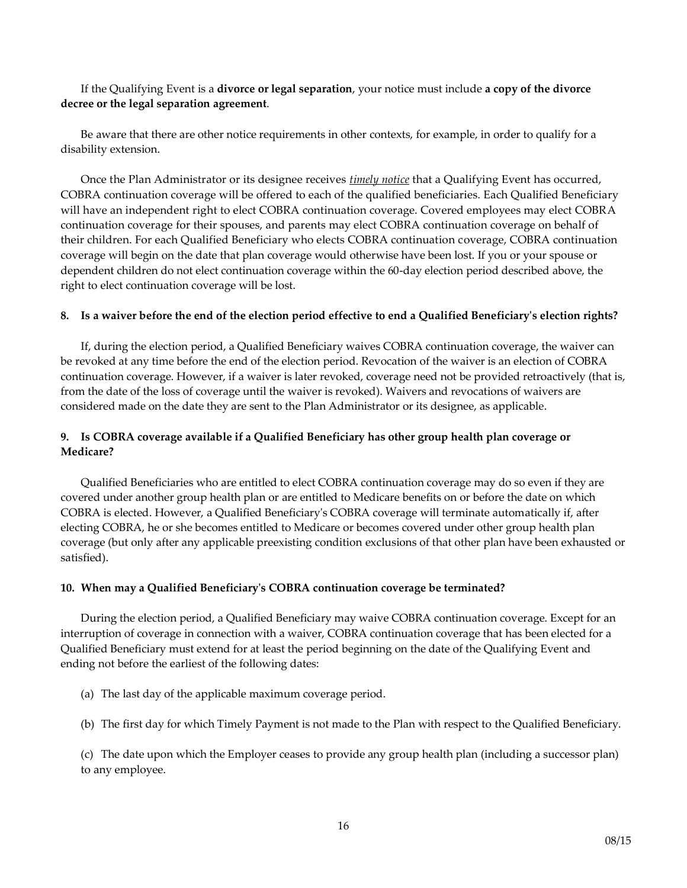If the Qualifying Event is a **divorce or legal separation**, your notice must include **a copy of the divorce decree or the legal separation agreement**.

Be aware that there are other notice requirements in other contexts, for example, in order to qualify for a disability extension.

Once the Plan Administrator or its designee receives *timely notice* that a Qualifying Event has occurred, COBRA continuation coverage will be offered to each of the qualified beneficiaries. Each Qualified Beneficiary will have an independent right to elect COBRA continuation coverage. Covered employees may elect COBRA continuation coverage for their spouses, and parents may elect COBRA continuation coverage on behalf of their children. For each Qualified Beneficiary who elects COBRA continuation coverage, COBRA continuation coverage will begin on the date that plan coverage would otherwise have been lost. If you or your spouse or dependent children do not elect continuation coverage within the 60-day election period described above, the right to elect continuation coverage will be lost.

**8. Is a waiver before the end of the election period effective to end a Qualified Beneficiary's election rights?**

If, during the election period, a Qualified Beneficiary waives COBRA continuation coverage, the waiver can be revoked at any time before the end of the election period. Revocation of the waiver is an election of COBRA continuation coverage. However, if a waiver is later revoked, coverage need not be provided retroactively (that is, from the date of the loss of coverage until the waiver is revoked). Waivers and revocations of waivers are considered made on the date they are sent to the Plan Administrator or its designee, as applicable.

**9. Is COBRA coverage available if a Qualified Beneficiary has other group health plan coverage or Medicare?**

Qualified Beneficiaries who are entitled to elect COBRA continuation coverage may do so even if they are covered under another group health plan or are entitled to Medicare benefits on or before the date on which COBRA is elected. However, a Qualified Beneficiary's COBRA coverage will terminate automatically if, after electing COBRA, he or she becomes entitled to Medicare or becomes covered under other group health plan coverage (but only after any applicable preexisting condition exclusions of that other plan have been exhausted or satisfied).

**10. When may a Qualified Beneficiary's COBRA continuation coverage be terminated?**

During the election period, a Qualified Beneficiary may waive COBRA continuation coverage. Except for an interruption of coverage in connection with a waiver, COBRA continuation coverage that has been elected for a Qualified Beneficiary must extend for at least the period beginning on the date of the Qualifying Event and ending not before the earliest of the following dates:

(a) The last day of the applicable maximum coverage period.

(b) The first day for which Timely Payment is not made to the Plan with respect to the Qualified Beneficiary.

(c) The date upon which the Employer ceases to provide any group health plan (including a successor plan) to any employee.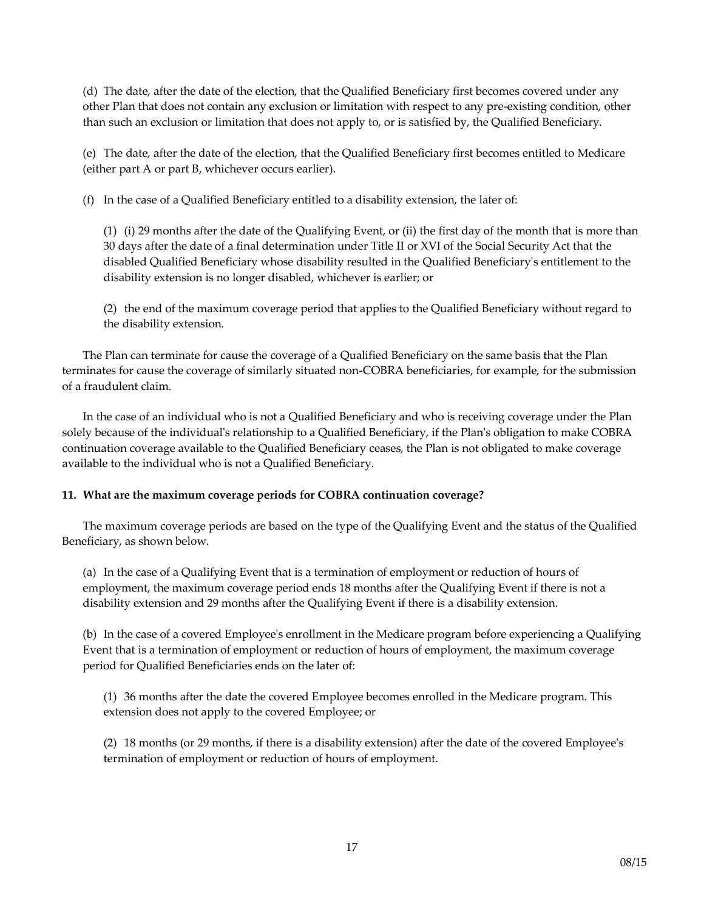(d) The date, after the date of the election, that the Qualified Beneficiary first becomes covered under any other Plan that does not contain any exclusion or limitation with respect to any pre-existing condition, other than such an exclusion or limitation that does not apply to, or is satisfied by, the Qualified Beneficiary.

(e) The date, after the date of the election, that the Qualified Beneficiary first becomes entitled to Medicare (either part A or part B, whichever occurs earlier).

(f) In the case of a Qualified Beneficiary entitled to a disability extension, the later of:

(1) (i) 29 months after the date of the Qualifying Event, or (ii) the first day of the month that is more than 30 days after the date of a final determination under Title II or XVI of the Social Security Act that the disabled Qualified Beneficiary whose disability resulted in the Qualified Beneficiary's entitlement to the disability extension is no longer disabled, whichever is earlier; or

(2) the end of the maximum coverage period that applies to the Qualified Beneficiary without regard to the disability extension.

The Plan can terminate for cause the coverage of a Qualified Beneficiary on the same basis that the Plan terminates for cause the coverage of similarly situated non-COBRA beneficiaries, for example, for the submission of a fraudulent claim.

In the case of an individual who is not a Qualified Beneficiary and who is receiving coverage under the Plan solely because of the individual's relationship to a Qualified Beneficiary, if the Plan's obligation to make COBRA continuation coverage available to the Qualified Beneficiary ceases, the Plan is not obligated to make coverage available to the individual who is not a Qualified Beneficiary.

**11. What are the maximum coverage periods for COBRA continuation coverage?**

The maximum coverage periods are based on the type of the Qualifying Event and the status of the Qualified Beneficiary, as shown below.

(a) In the case of a Qualifying Event that is a termination of employment or reduction of hours of employment, the maximum coverage period ends 18 months after the Qualifying Event if there is not a disability extension and 29 months after the Qualifying Event if there is a disability extension.

(b) In the case of a covered Employee's enrollment in the Medicare program before experiencing a Qualifying Event that is a termination of employment or reduction of hours of employment, the maximum coverage period for Qualified Beneficiaries ends on the later of:

(1) 36 months after the date the covered Employee becomes enrolled in the Medicare program. This extension does not apply to the covered Employee; or

(2) 18 months (or 29 months, if there is a disability extension) after the date of the covered Employee's termination of employment or reduction of hours of employment.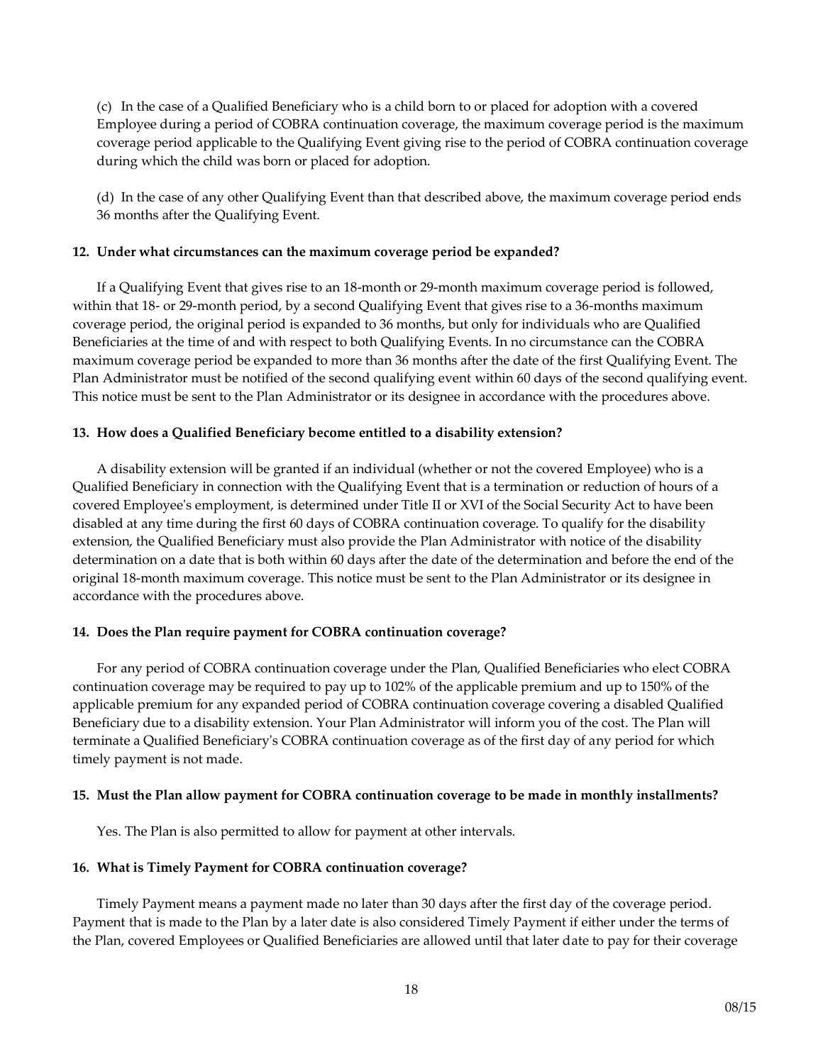(c) In the case of a Qualified Beneficiary who is a child born to or placed for adoption with a covered Employee during a period of COBRA continuation coverage, the maximum coverage period is the maximum coverage period applicable to the Qualifying Event giving rise to the period of COBRA continuation coverage during which the child was born or placed for adoption.

(d) In the case of any other Qualifying Event than that described above, the maximum coverage period ends 36 months after the Qualifying Event.

**12. Under what circumstances can the maximum coverage period be expanded?**

If a Qualifying Event that gives rise to an 18-month or 29-month maximum coverage period is followed, within that 18- or 29-month period, by a second Qualifying Event that gives rise to a 36-months maximum coverage period, the original period is expanded to 36 months, but only for individuals who are Qualified Beneficiaries at the time of and with respect to both Qualifying Events. In no circumstance can the COBRA maximum coverage period be expanded to more than 36 months after the date of the first Qualifying Event. The Plan Administrator must be notified of the second qualifying event within 60 days of the second qualifying event. This notice must be sent to the Plan Administrator or its designee in accordance with the procedures above.

**13. How does a Qualified Beneficiary become entitled to a disability extension?**

A disability extension will be granted if an individual (whether or not the covered Employee) who is a Qualified Beneficiary in connection with the Qualifying Event that is a termination or reduction of hours of a covered Employee's employment, is determined under Title II or XVI of the Social Security Act to have been disabled at any time during the first 60 days of COBRA continuation coverage. To qualify for the disability extension, the Qualified Beneficiary must also provide the Plan Administrator with notice of the disability determination on a date that is both within 60 days after the date of the determination and before the end of the original 18-month maximum coverage. This notice must be sent to the Plan Administrator or its designee in accordance with the procedures above.

**14. Does the Plan require payment for COBRA continuation coverage?**

For any period of COBRA continuation coverage under the Plan, Qualified Beneficiaries who elect COBRA continuation coverage may be required to pay up to 102% of the applicable premium and up to 150% of the applicable premium for any expanded period of COBRA continuation coverage covering a disabled Qualified Beneficiary due to a disability extension. Your Plan Administrator will inform you of the cost. The Plan will terminate a Qualified Beneficiary's COBRA continuation coverage as of the first day of any period for which timely payment is not made.

**15. Must the Plan allow payment for COBRA continuation coverage to be made in monthly installments?**

Yes. The Plan is also permitted to allow for payment at other intervals.

**16. What is Timely Payment for COBRA continuation coverage?**

Timely Payment means a payment made no later than 30 days after the first day of the coverage period. Payment that is made to the Plan by a later date is also considered Timely Payment if either under the terms of the Plan, covered Employees or Qualified Beneficiaries are allowed until that later date to pay for their coverage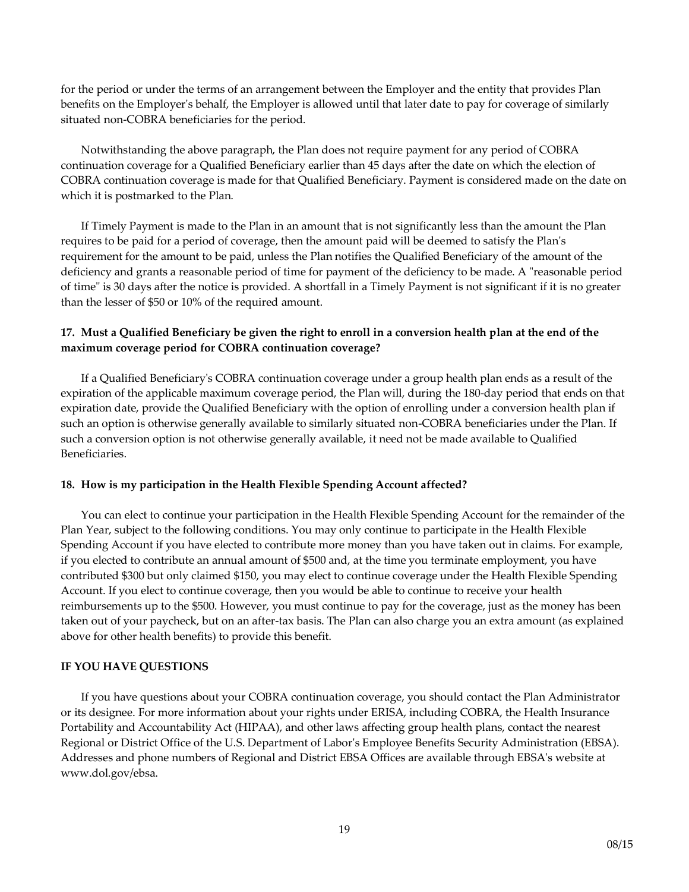for the period or under the terms of an arrangement between the Employer and the entity that provides Plan benefits on the Employer's behalf, the Employer is allowed until that later date to pay for coverage of similarly situated non-COBRA beneficiaries for the period.

Notwithstanding the above paragraph, the Plan does not require payment for any period of COBRA continuation coverage for a Qualified Beneficiary earlier than 45 days after the date on which the election of COBRA continuation coverage is made for that Qualified Beneficiary. Payment is considered made on the date on which it is postmarked to the Plan.

If Timely Payment is made to the Plan in an amount that is not significantly less than the amount the Plan requires to be paid for a period of coverage, then the amount paid will be deemed to satisfy the Plan's requirement for the amount to be paid, unless the Plan notifies the Qualified Beneficiary of the amount of the deficiency and grants a reasonable period of time for payment of the deficiency to be made. A "reasonable period of time" is 30 days after the notice is provided. A shortfall in a Timely Payment is not significant if it is no greater than the lesser of $50 or 10% of the required amount.

**17. Must a Qualified Beneficiary be given the right to enroll in a conversion health plan at the end of the maximum coverage period for COBRA continuation coverage?**

If a Qualified Beneficiary's COBRA continuation coverage under a group health plan ends as a result of the expiration of the applicable maximum coverage period, the Plan will, during the 180-day period that ends on that expiration date, provide the Qualified Beneficiary with the option of enrolling under a conversion health plan if such an option is otherwise generally available to similarly situated non-COBRA beneficiaries under the Plan. If such a conversion option is not otherwise generally available, it need not be made available to Qualified Beneficiaries.

**18. How is my participation in the Health Flexible Spending Account affected?**

You can elect to continue your participation in the Health Flexible Spending Account for the remainder of the Plan Year, subject to the following conditions. You may only continue to participate in the Health Flexible Spending Account if you have elected to contribute more money than you have taken out in claims. For example, if you elected to contribute an annual amount of $500 and, at the time you terminate employment, you have contributed $300 but only claimed $150, you may elect to continue coverage under the Health Flexible Spending Account. If you elect to continue coverage, then you would be able to continue to receive your health reimbursements up to the $500. However, you must continue to pay for the coverage, just as the money has been taken out of your paycheck, but on an after-tax basis. The Plan can also charge you an extra amount (as explained above for other health benefits) to provide this benefit.

**IF YOU HAVE QUESTIONS**

If you have questions about your COBRA continuation coverage, you should contact the Plan Administrator or its designee. For more information about your rights under ERISA, including COBRA, the Health Insurance Portability and Accountability Act (HIPAA), and other laws affecting group health plans, contact the nearest Regional or District Office of the U.S. Department of Labor's Employee Benefits Security Administration (EBSA). Addresses and phone numbers of Regional and District EBSA Offices are available through EBSA's website at www.dol.gov/ebsa.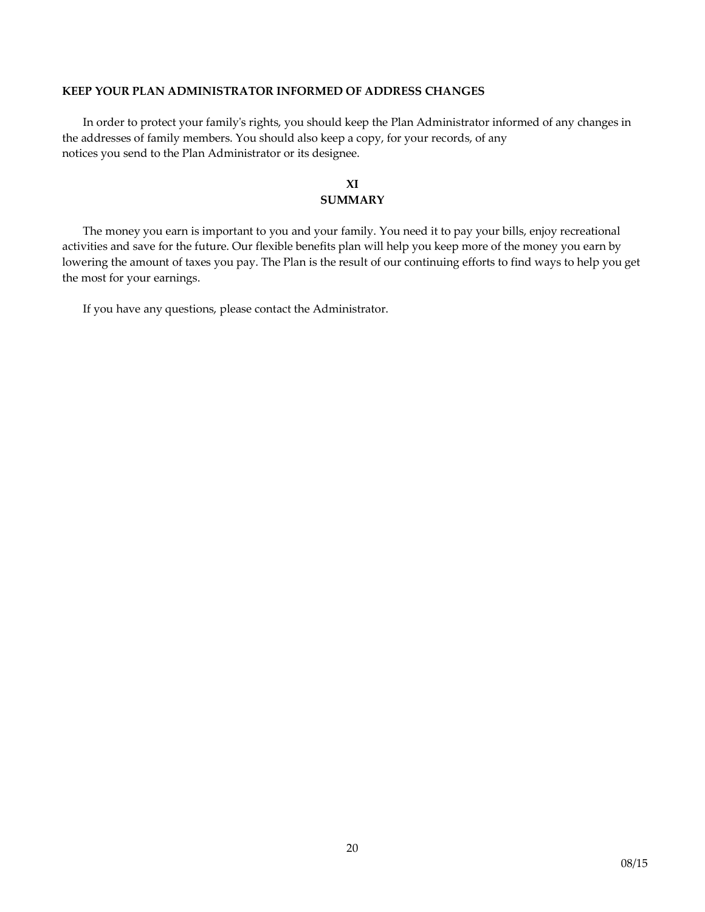**KEEP YOUR PLAN ADMINISTRATOR INFORMED OF ADDRESS CHANGES**

In order to protect your family's rights, you should keep the Plan Administrator informed of any changes in the addresses of family members. You should also keep a copy, for your records, of any notices you send to the Plan Administrator or its designee.

## XI
## SUMMARY

The money you earn is important to you and your family. You need it to pay your bills, enjoy recreational activities and save for the future. Our flexible benefits plan will help you keep more of the money you earn by lowering the amount of taxes you pay. The Plan is the result of our continuing efforts to find ways to help you get the most for your earnings.

If you have any questions, please contact the Administrator.